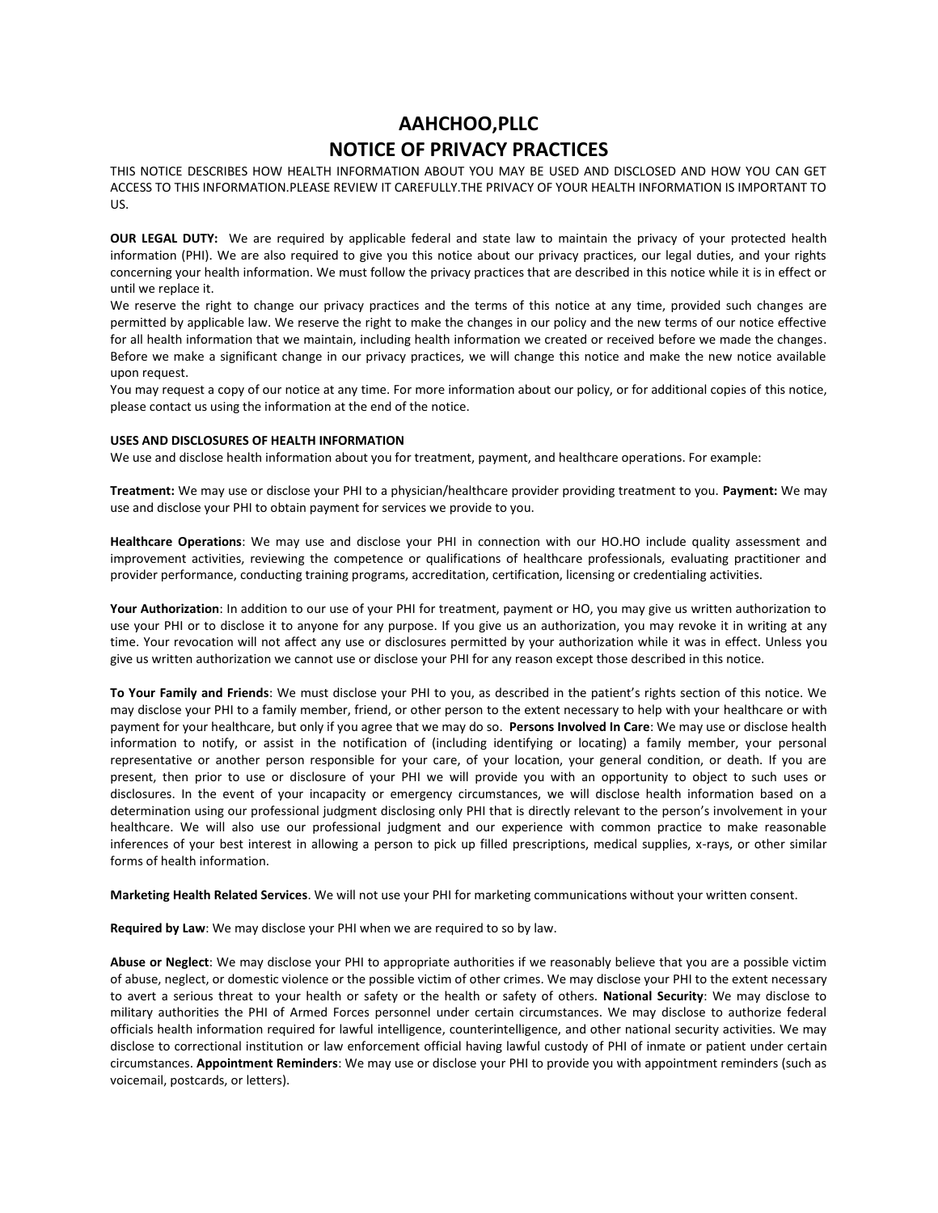# AAHCHOO,PLLC
# NOTICE OF PRIVACY PRACTICES

THIS NOTICE DESCRIBES HOW HEALTH INFORMATION ABOUT YOU MAY BE USED AND DISCLOSED AND HOW YOU CAN GET ACCESS TO THIS INFORMATION.PLEASE REVIEW IT CAREFULLY.THE PRIVACY OF YOUR HEALTH INFORMATION IS IMPORTANT TO US.

**OUR LEGAL DUTY:** We are required by applicable federal and state law to maintain the privacy of your protected health information (PHI). We are also required to give you this notice about our privacy practices, our legal duties, and your rights concerning your health information. We must follow the privacy practices that are described in this notice while it is in effect or until we replace it.
We reserve the right to change our privacy practices and the terms of this notice at any time, provided such changes are permitted by applicable law. We reserve the right to make the changes in our policy and the new terms of our notice effective for all health information that we maintain, including health information we created or received before we made the changes. Before we make a significant change in our privacy practices, we will change this notice and make the new notice available upon request.
You may request a copy of our notice at any time. For more information about our policy, or for additional copies of this notice, please contact us using the information at the end of the notice.

**USES AND DISCLOSURES OF HEALTH INFORMATION**
We use and disclose health information about you for treatment, payment, and healthcare operations. For example:

**Treatment:** We may use or disclose your PHI to a physician/healthcare provider providing treatment to you. **Payment:** We may use and disclose your PHI to obtain payment for services we provide to you.

**Healthcare Operations**: We may use and disclose your PHI in connection with our HO.HO include quality assessment and improvement activities, reviewing the competence or qualifications of healthcare professionals, evaluating practitioner and provider performance, conducting training programs, accreditation, certification, licensing or credentialing activities.

**Your Authorization**: In addition to our use of your PHI for treatment, payment or HO, you may give us written authorization to use your PHI or to disclose it to anyone for any purpose. If you give us an authorization, you may revoke it in writing at any time. Your revocation will not affect any use or disclosures permitted by your authorization while it was in effect. Unless you give us written authorization we cannot use or disclose your PHI for any reason except those described in this notice.

**To Your Family and Friends**: We must disclose your PHI to you, as described in the patient's rights section of this notice. We may disclose your PHI to a family member, friend, or other person to the extent necessary to help with your healthcare or with payment for your healthcare, but only if you agree that we may do so. **Persons Involved In Care**: We may use or disclose health information to notify, or assist in the notification of (including identifying or locating) a family member, your personal representative or another person responsible for your care, of your location, your general condition, or death. If you are present, then prior to use or disclosure of your PHI we will provide you with an opportunity to object to such uses or disclosures. In the event of your incapacity or emergency circumstances, we will disclose health information based on a determination using our professional judgment disclosing only PHI that is directly relevant to the person's involvement in your healthcare. We will also use our professional judgment and our experience with common practice to make reasonable inferences of your best interest in allowing a person to pick up filled prescriptions, medical supplies, x-rays, or other similar forms of health information.

**Marketing Health Related Services**. We will not use your PHI for marketing communications without your written consent.

**Required by Law**: We may disclose your PHI when we are required to so by law.

**Abuse or Neglect**: We may disclose your PHI to appropriate authorities if we reasonably believe that you are a possible victim of abuse, neglect, or domestic violence or the possible victim of other crimes. We may disclose your PHI to the extent necessary to avert a serious threat to your health or safety or the health or safety of others. **National Security**: We may disclose to military authorities the PHI of Armed Forces personnel under certain circumstances. We may disclose to authorize federal officials health information required for lawful intelligence, counterintelligence, and other national security activities. We may disclose to correctional institution or law enforcement official having lawful custody of PHI of inmate or patient under certain circumstances. **Appointment Reminders**: We may use or disclose your PHI to provide you with appointment reminders (such as voicemail, postcards, or letters).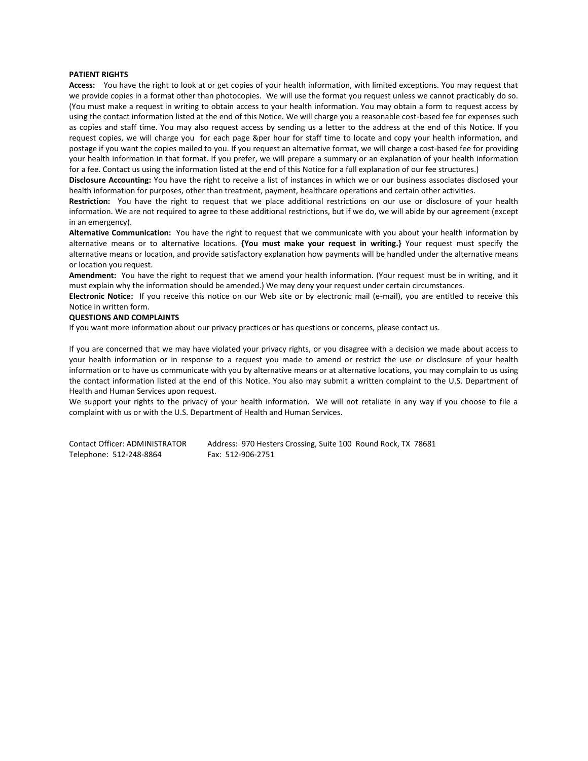**PATIENT RIGHTS**

**Access:** You have the right to look at or get copies of your health information, with limited exceptions. You may request that we provide copies in a format other than photocopies. We will use the format you request unless we cannot practicably do so. (You must make a request in writing to obtain access to your health information. You may obtain a form to request access by using the contact information listed at the end of this Notice. We will charge you a reasonable cost-based fee for expenses such as copies and staff time. You may also request access by sending us a letter to the address at the end of this Notice. If you request copies, we will charge you for each page &per hour for staff time to locate and copy your health information, and postage if you want the copies mailed to you. If you request an alternative format, we will charge a cost-based fee for providing your health information in that format. If you prefer, we will prepare a summary or an explanation of your health information for a fee. Contact us using the information listed at the end of this Notice for a full explanation of our fee structures.)

**Disclosure Accounting:** You have the right to receive a list of instances in which we or our business associates disclosed your health information for purposes, other than treatment, payment, healthcare operations and certain other activities.

**Restriction:** You have the right to request that we place additional restrictions on our use or disclosure of your health information. We are not required to agree to these additional restrictions, but if we do, we will abide by our agreement (except in an emergency).

**Alternative Communication:** You have the right to request that we communicate with you about your health information by alternative means or to alternative locations. **{You must make your request in writing.}** Your request must specify the alternative means or location, and provide satisfactory explanation how payments will be handled under the alternative means or location you request.

**Amendment:** You have the right to request that we amend your health information. (Your request must be in writing, and it must explain why the information should be amended.) We may deny your request under certain circumstances.

**Electronic Notice:** If you receive this notice on our Web site or by electronic mail (e-mail), you are entitled to receive this Notice in written form.

**QUESTIONS AND COMPLAINTS**

If you want more information about our privacy practices or has questions or concerns, please contact us.

If you are concerned that we may have violated your privacy rights, or you disagree with a decision we made about access to your health information or in response to a request you made to amend or restrict the use or disclosure of your health information or to have us communicate with you by alternative means or at alternative locations, you may complain to us using the contact information listed at the end of this Notice. You also may submit a written complaint to the U.S. Department of Health and Human Services upon request.

We support your rights to the privacy of your health information. We will not retaliate in any way if you choose to file a complaint with us or with the U.S. Department of Health and Human Services.

Contact Officer: ADMINISTRATOR    Address: 970 Hesters Crossing, Suite 100 Round Rock, TX 78681
Telephone: 512-248-8864    Fax: 512-906-2751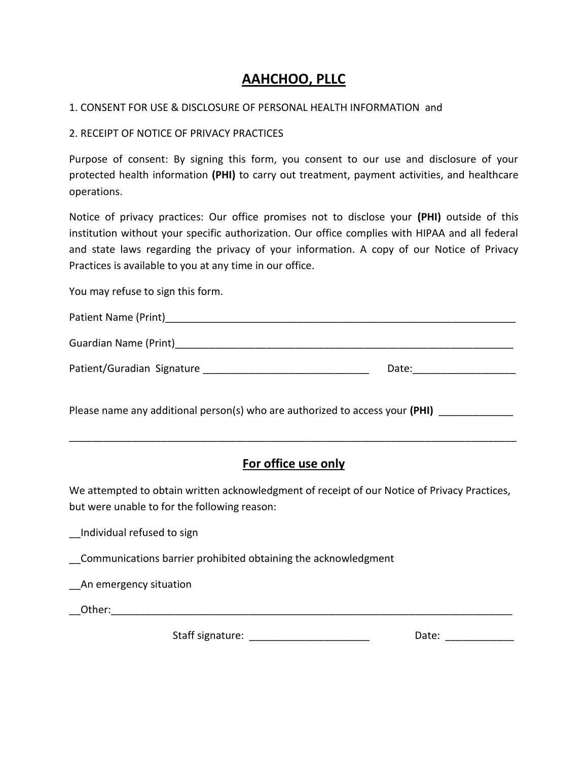# AAHCHOO, PLLC

1. CONSENT FOR USE & DISCLOSURE OF PERSONAL HEALTH INFORMATION and

2. RECEIPT OF NOTICE OF PRIVACY PRACTICES

Purpose of consent: By signing this form, you consent to our use and disclosure of your protected health information **(PHI)** to carry out treatment, payment activities, and healthcare operations.

Notice of privacy practices: Our office promises not to disclose your **(PHI)** outside of this institution without your specific authorization. Our office complies with HIPAA and all federal and state laws regarding the privacy of your information. A copy of our Notice of Privacy Practices is available to you at any time in our office.

You may refuse to sign this form.

Patient Name (Print)_______________________________________________________________

Guardian Name (Print)_____________________________________________________________

Patient/Guradian Signature _____________________________ Date:_________________

Please name any additional person(s) who are authorized to access your **(PHI)** _____________

_______________________________________________________________________________

## For office use only

We attempted to obtain written acknowledgment of receipt of our Notice of Privacy Practices, but were unable to for the following reason:

__Individual refused to sign

__Communications barrier prohibited obtaining the acknowledgment

__An emergency situation

__Other:_______________________________________________________________________

Staff signature: _____________________ Date: ____________